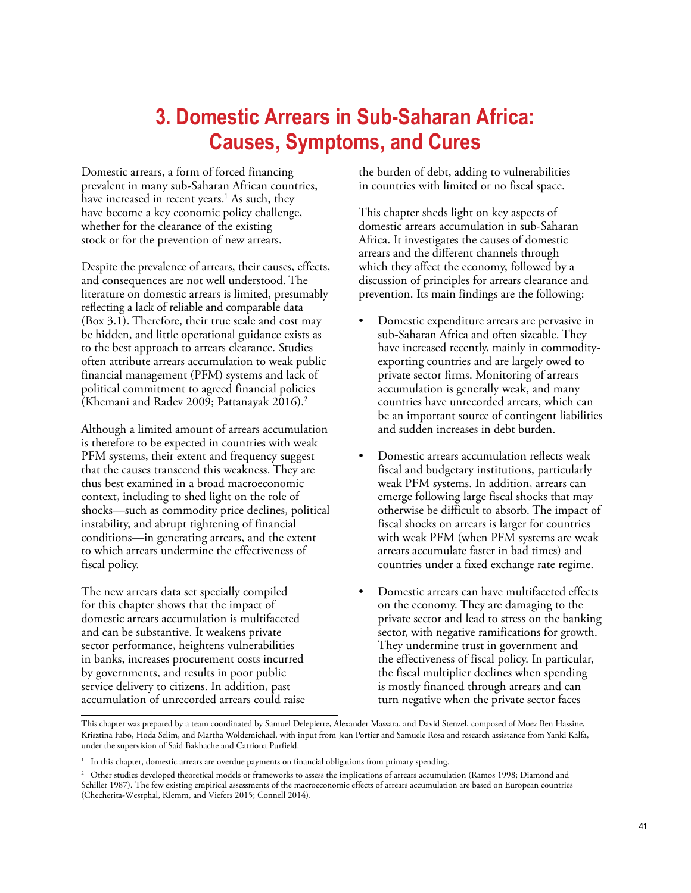# 3. Domestic Arrears in Sub-Saharan Africa: Causes, Symptoms, and Cures

Domestic arrears, a form of forced financing prevalent in many sub-Saharan African countries, have increased in recent years.[1] As such, they have become a key economic policy challenge, whether for the clearance of the existing stock or for the prevention of new arrears.

Despite the prevalence of arrears, their causes, effects, and consequences are not well understood. The literature on domestic arrears is limited, presumably reflecting a lack of reliable and comparable data (Box 3.1). Therefore, their true scale and cost may be hidden, and little operational guidance exists as to the best approach to arrears clearance. Studies often attribute arrears accumulation to weak public financial management (PFM) systems and lack of political commitment to agreed financial policies (Khemani and Radev 2009; Pattanayak 2016).[2]

Although a limited amount of arrears accumulation is therefore to be expected in countries with weak PFM systems, their extent and frequency suggest that the causes transcend this weakness. They are thus best examined in a broad macroeconomic context, including to shed light on the role of shocks—such as commodity price declines, political instability, and abrupt tightening of financial conditions—in generating arrears, and the extent to which arrears undermine the effectiveness of fiscal policy.

The new arrears data set specially compiled for this chapter shows that the impact of domestic arrears accumulation is multifaceted and can be substantive. It weakens private sector performance, heightens vulnerabilities in banks, increases procurement costs incurred by governments, and results in poor public service delivery to citizens. In addition, past accumulation of unrecorded arrears could raise the burden of debt, adding to vulnerabilities in countries with limited or no fiscal space.

This chapter sheds light on key aspects of domestic arrears accumulation in sub-Saharan Africa. It investigates the causes of domestic arrears and the different channels through which they affect the economy, followed by a discussion of principles for arrears clearance and prevention. Its main findings are the following:

- Domestic expenditure arrears are pervasive in sub-Saharan Africa and often sizeable. They have increased recently, mainly in commodity-exporting countries and are largely owed to private sector firms. Monitoring of arrears accumulation is generally weak, and many countries have unrecorded arrears, which can be an important source of contingent liabilities and sudden increases in debt burden.
- Domestic arrears accumulation reflects weak fiscal and budgetary institutions, particularly weak PFM systems. In addition, arrears can emerge following large fiscal shocks that may otherwise be difficult to absorb. The impact of fiscal shocks on arrears is larger for countries with weak PFM (when PFM systems are weak arrears accumulate faster in bad times) and countries under a fixed exchange rate regime.
- Domestic arrears can have multifaceted effects on the economy. They are damaging to the private sector and lead to stress on the banking sector, with negative ramifications for growth. They undermine trust in government and the effectiveness of fiscal policy. In particular, the fiscal multiplier declines when spending is mostly financed through arrears and can turn negative when the private sector faces

---

This chapter was prepared by a team coordinated by Samuel Delepierre, Alexander Massara, and David Stenzel, composed of Moez Ben Hassine, Krisztina Fabo, Hoda Selim, and Martha Woldemichael, with input from Jean Portier and Samuele Rosa and research assistance from Yanki Kalfa, under the supervision of Said Bakhache and Catriona Purfield.

[1] In this chapter, domestic arrears are overdue payments on financial obligations from primary spending.

[2] Other studies developed theoretical models or frameworks to assess the implications of arrears accumulation (Ramos 1998; Diamond and Schiller 1987). The few existing empirical assessments of the macroeconomic effects of arrears accumulation are based on European countries (Checherita-Westphal, Klemm, and Viefers 2015; Connell 2014).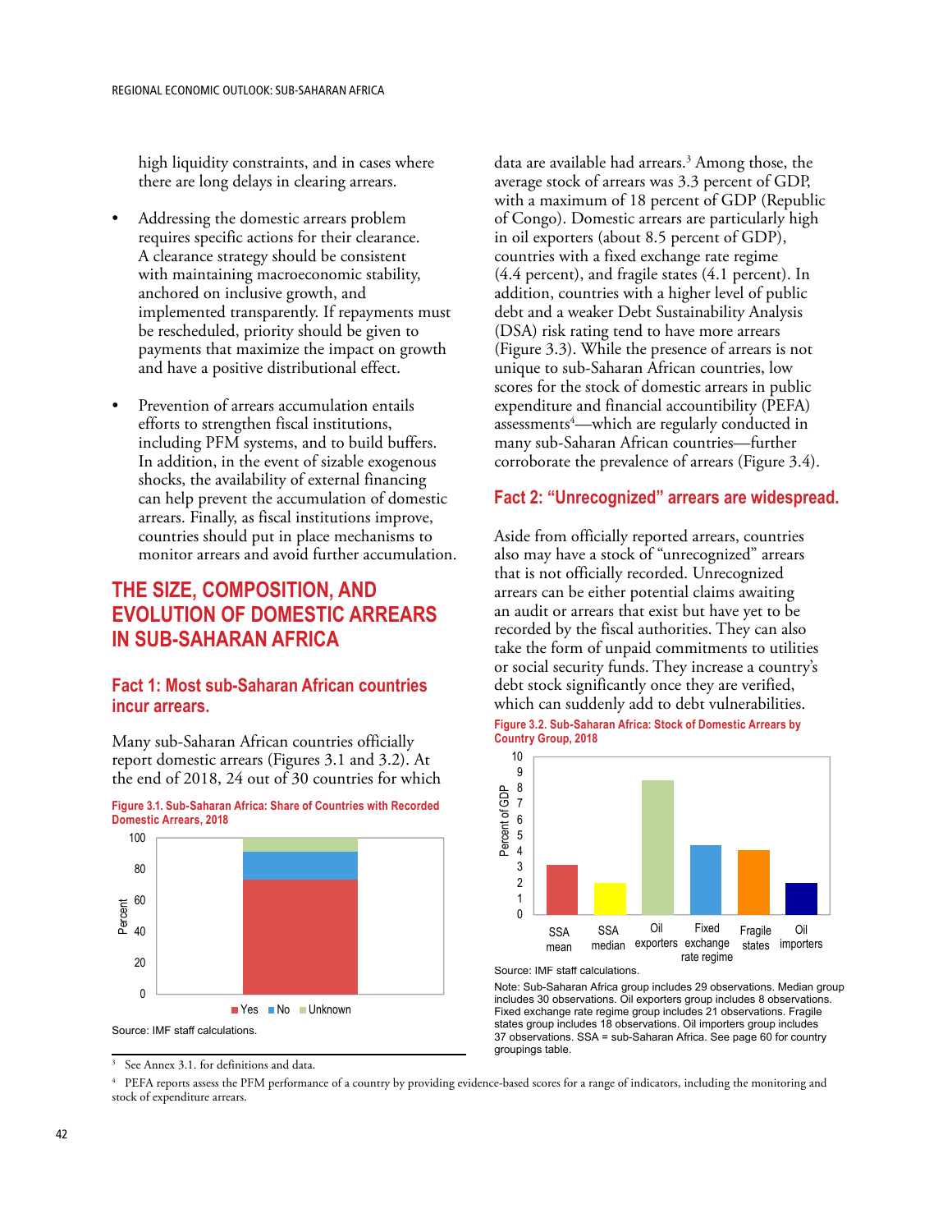high liquidity constraints, and in cases where there are long delays in clearing arrears.

- Addressing the domestic arrears problem requires specific actions for their clearance. A clearance strategy should be consistent with maintaining macroeconomic stability, anchored on inclusive growth, and implemented transparently. If repayments must be rescheduled, priority should be given to payments that maximize the impact on growth and have a positive distributional effect.

- Prevention of arrears accumulation entails efforts to strengthen fiscal institutions, including PFM systems, and to build buffers. In addition, in the event of sizable exogenous shocks, the availability of external financing can help prevent the accumulation of domestic arrears. Finally, as fiscal institutions improve, countries should put in place mechanisms to monitor arrears and avoid further accumulation.

## THE SIZE, COMPOSITION, AND EVOLUTION OF DOMESTIC ARREARS IN SUB-SAHARAN AFRICA

### Fact 1: Most sub-Saharan African countries incur arrears.

Many sub-Saharan African countries officially report domestic arrears (Figures 3.1 and 3.2). At the end of 2018, 24 out of 30 countries for which data are available had arrears.[3] Among those, the average stock of arrears was 3.3 percent of GDP, with a maximum of 18 percent of GDP (Republic of Congo). Domestic arrears are particularly high in oil exporters (about 8.5 percent of GDP), countries with a fixed exchange rate regime (4.4 percent), and fragile states (4.1 percent). In addition, countries with a higher level of public debt and a weaker Debt Sustainability Analysis (DSA) risk rating tend to have more arrears (Figure 3.3). While the presence of arrears is not unique to sub-Saharan African countries, low scores for the stock of domestic arrears in public expenditure and financial accountibility (PEFA) assessments[4]—which are regularly conducted in many sub-Saharan African countries—further corroborate the prevalence of arrears (Figure 3.4).

**Figure 3.1. Sub-Saharan Africa: Share of Countries with Recorded Domestic Arrears, 2018**

Source: IMF staff calculations.

### Fact 2: "Unrecognized" arrears are widespread.

Aside from officially reported arrears, countries also may have a stock of "unrecognized" arrears that is not officially recorded. Unrecognized arrears can be either potential claims awaiting an audit or arrears that exist but have yet to be recorded by the fiscal authorities. They can also take the form of unpaid commitments to utilities or social security funds. They increase a country's debt stock significantly once they are verified, which can suddenly add to debt vulnerabilities.

**Figure 3.2. Sub-Saharan Africa: Stock of Domestic Arrears by Country Group, 2018**

Source: IMF staff calculations.

Note: Sub-Saharan Africa group includes 29 observations. Median group includes 30 observations. Oil exporters group includes 8 observations. Fixed exchange rate regime group includes 21 observations. Fragile states group includes 18 observations. Oil importers group includes 37 observations. SSA = sub-Saharan Africa. See page 60 for country groupings table.

[3] See Annex 3.1. for definitions and data.

[4] PEFA reports assess the PFM performance of a country by providing evidence-based scores for a range of indicators, including the monitoring and stock of expenditure arrears.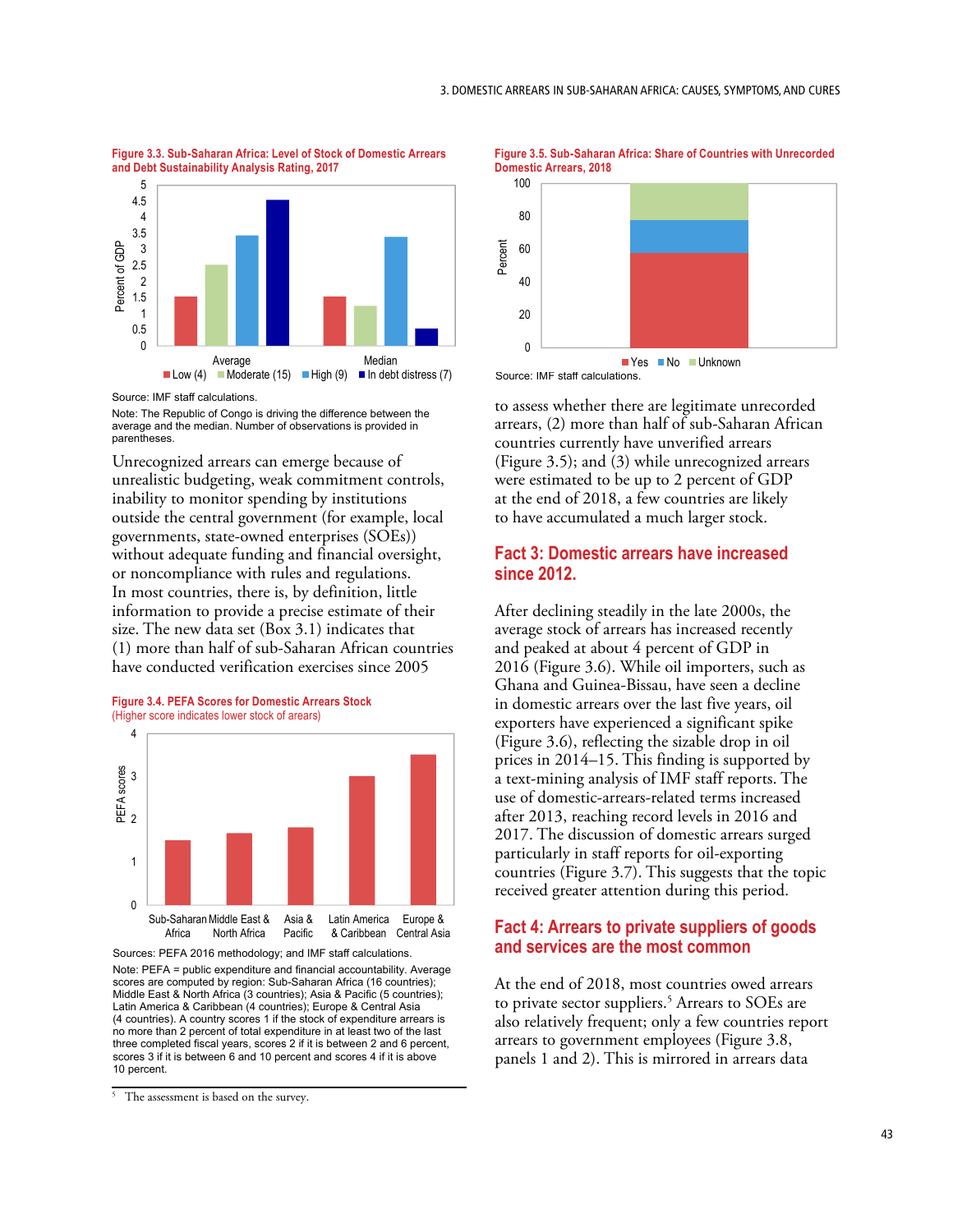**Figure 3.3. Sub-Saharan Africa: Level of Stock of Domestic Arrears and Debt Sustainability Analysis Rating, 2017**

Source: IMF staff calculations.

Note: The Republic of Congo is driving the difference between the average and the median. Number of observations is provided in parentheses.

Unrecognized arrears can emerge because of unrealistic budgeting, weak commitment controls, inability to monitor spending by institutions outside the central government (for example, local governments, state-owned enterprises (SOEs)) without adequate funding and financial oversight, or noncompliance with rules and regulations. In most countries, there is, by definition, little information to provide a precise estimate of their size. The new data set (Box 3.1) indicates that (1) more than half of sub-Saharan African countries have conducted verification exercises since 2005 to assess whether there are legitimate unrecorded arrears, (2) more than half of sub-Saharan African countries currently have unverified arrears (Figure 3.5); and (3) while unrecognized arrears were estimated to be up to 2 percent of GDP at the end of 2018, a few countries are likely to have accumulated a much larger stock.

**Figure 3.4. PEFA Scores for Domestic Arrears Stock**
(Higher score indicates lower stock of arears)

Sources: PEFA 2016 methodology; and IMF staff calculations.

Note: PEFA = public expenditure and financial accountability. Average scores are computed by region: Sub-Saharan Africa (16 countries); Middle East & North Africa (3 countries); Asia & Pacific (5 countries); Latin America & Caribbean (4 countries); Europe & Central Asia (4 countries). A country scores 1 if the stock of expenditure arrears is no more than 2 percent of total expenditure in at least two of the last three completed fiscal years, scores 2 if it is between 2 and 6 percent, scores 3 if it is between 6 and 10 percent and scores 4 if it is above 10 percent.

**Figure 3.5. Sub-Saharan Africa: Share of Countries with Unrecorded Domestic Arrears, 2018**

Source: IMF staff calculations.

## Fact 3: Domestic arrears have increased since 2012.

After declining steadily in the late 2000s, the average stock of arrears has increased recently and peaked at about 4 percent of GDP in 2016 (Figure 3.6). While oil importers, such as Ghana and Guinea-Bissau, have seen a decline in domestic arrears over the last five years, oil exporters have experienced a significant spike (Figure 3.6), reflecting the sizable drop in oil prices in 2014–15. This finding is supported by a text-mining analysis of IMF staff reports. The use of domestic-arrears-related terms increased after 2013, reaching record levels in 2016 and 2017. The discussion of domestic arrears surged particularly in staff reports for oil-exporting countries (Figure 3.7). This suggests that the topic received greater attention during this period.

## Fact 4: Arrears to private suppliers of goods and services are the most common

At the end of 2018, most countries owed arrears to private sector suppliers.[5] Arrears to SOEs are also relatively frequent; only a few countries report arrears to government employees (Figure 3.8, panels 1 and 2). This is mirrored in arrears data

[5] The assessment is based on the survey.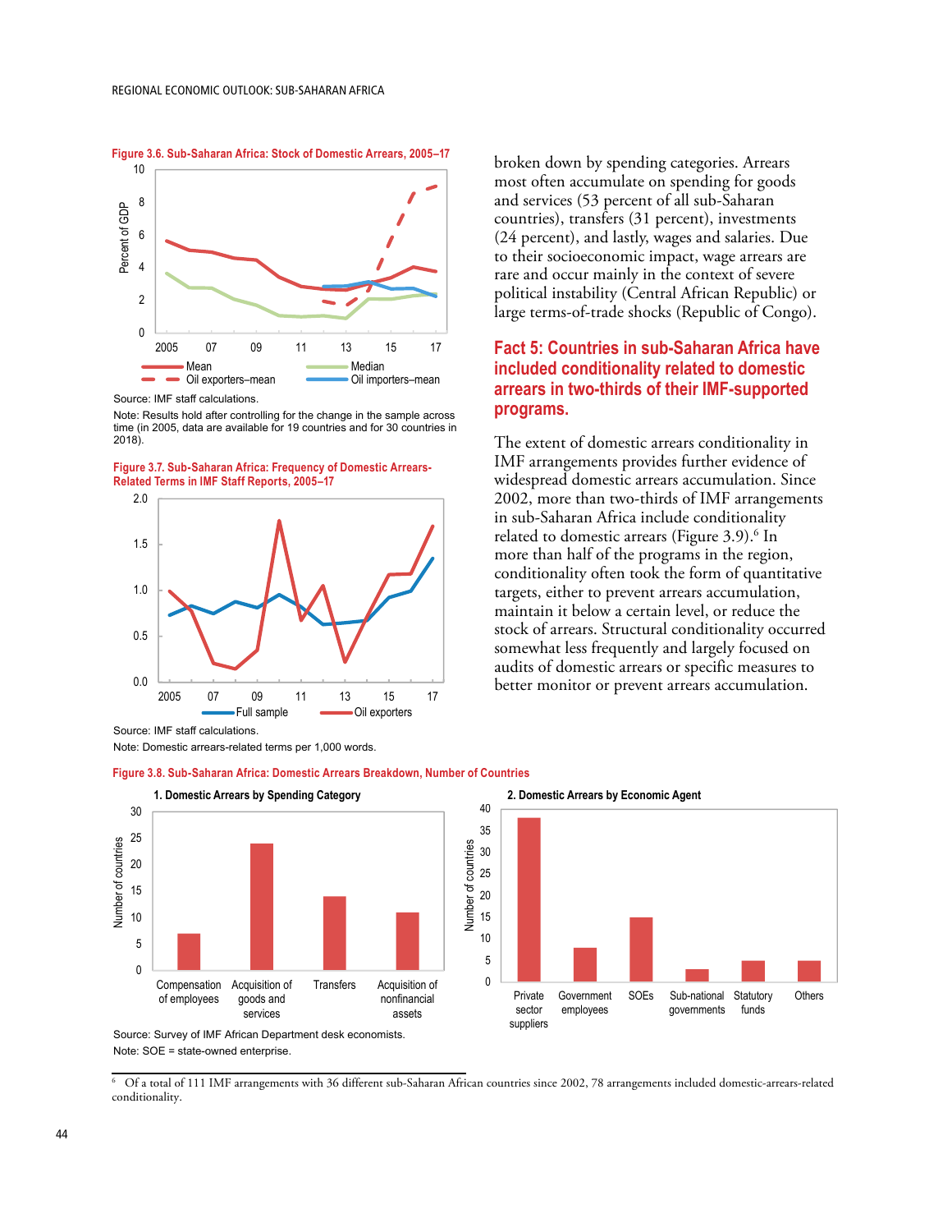**Figure 3.6. Sub-Saharan Africa: Stock of Domestic Arrears, 2005–17**

Source: IMF staff calculations.

Note: Results hold after controlling for the change in the sample across time (in 2005, data are available for 19 countries and for 30 countries in 2018).

**Figure 3.7. Sub-Saharan Africa: Frequency of Domestic Arrears-Related Terms in IMF Staff Reports, 2005–17**

Source: IMF staff calculations.

Note: Domestic arrears-related terms per 1,000 words.

broken down by spending categories. Arrears most often accumulate on spending for goods and services (53 percent of all sub-Saharan countries), transfers (31 percent), investments (24 percent), and lastly, wages and salaries. Due to their socioeconomic impact, wage arrears are rare and occur mainly in the context of severe political instability (Central African Republic) or large terms-of-trade shocks (Republic of Congo).

## Fact 5: Countries in sub-Saharan Africa have included conditionality related to domestic arrears in two-thirds of their IMF-supported programs.

The extent of domestic arrears conditionality in IMF arrangements provides further evidence of widespread domestic arrears accumulation. Since 2002, more than two-thirds of IMF arrangements in sub-Saharan Africa include conditionality related to domestic arrears (Figure 3.9).[6] In more than half of the programs in the region, conditionality often took the form of quantitative targets, either to prevent arrears accumulation, maintain it below a certain level, or reduce the stock of arrears. Structural conditionality occurred somewhat less frequently and largely focused on audits of domestic arrears or specific measures to better monitor or prevent arrears accumulation.

**Figure 3.8. Sub-Saharan Africa: Domestic Arrears Breakdown, Number of Countries**

Source: Survey of IMF African Department desk economists.

Note: SOE = state-owned enterprise.

[6] Of a total of 111 IMF arrangements with 36 different sub-Saharan African countries since 2002, 78 arrangements included domestic-arrears-related conditionality.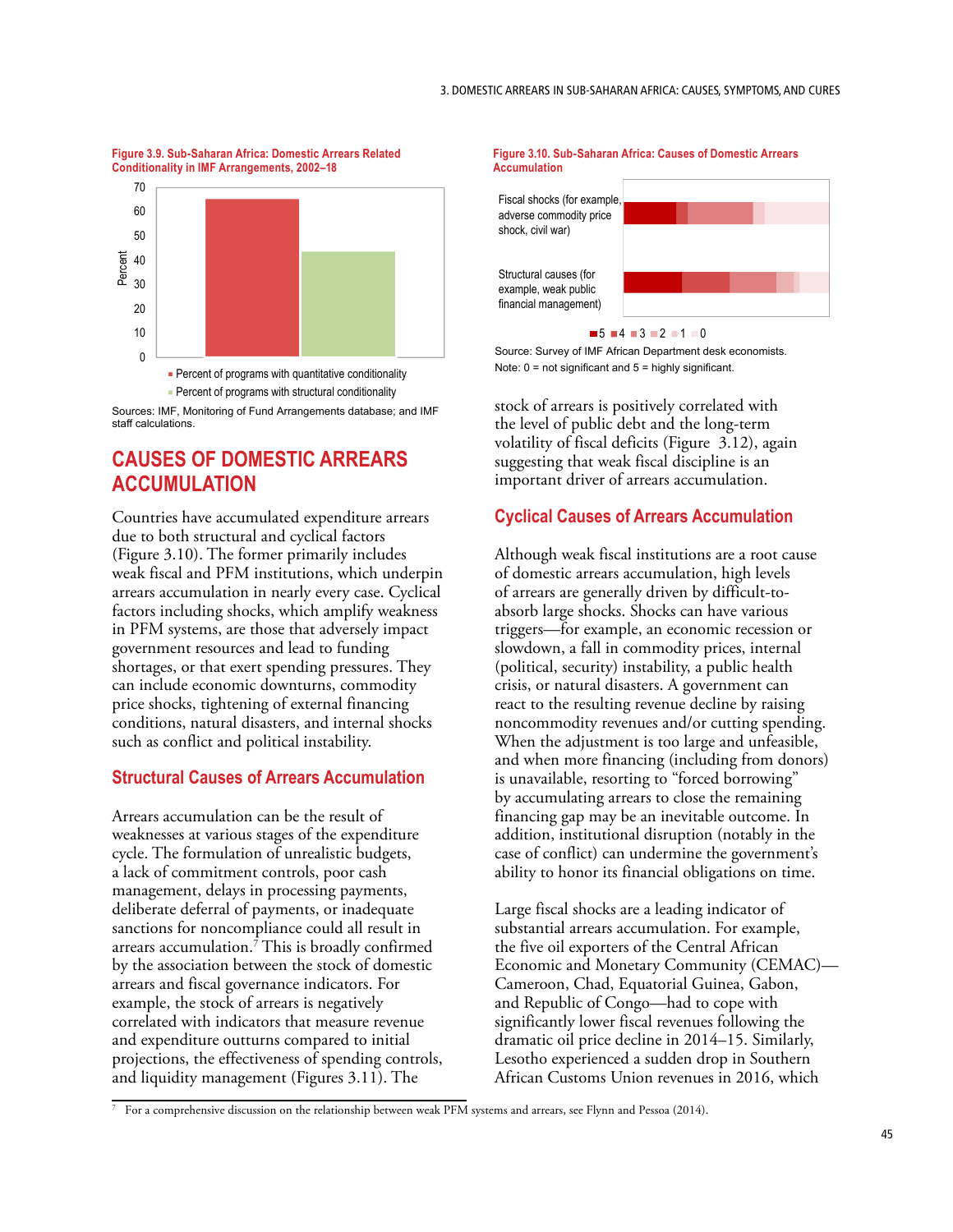**Figure 3.9. Sub-Saharan Africa: Domestic Arrears Related Conditionality in IMF Arrangements, 2002–18**

Sources: IMF, Monitoring of Fund Arrangements database; and IMF staff calculations.

**Figure 3.10. Sub-Saharan Africa: Causes of Domestic Arrears Accumulation**

Source: Survey of IMF African Department desk economists.
Note: 0 = not significant and 5 = highly significant.

## CAUSES OF DOMESTIC ARREARS ACCUMULATION

Countries have accumulated expenditure arrears due to both structural and cyclical factors (Figure 3.10). The former primarily includes weak fiscal and PFM institutions, which underpin arrears accumulation in nearly every case. Cyclical factors including shocks, which amplify weakness in PFM systems, are those that adversely impact government resources and lead to funding shortages, or that exert spending pressures. They can include economic downturns, commodity price shocks, tightening of external financing conditions, natural disasters, and internal shocks such as conflict and political instability.

### Structural Causes of Arrears Accumulation

Arrears accumulation can be the result of weaknesses at various stages of the expenditure cycle. The formulation of unrealistic budgets, a lack of commitment controls, poor cash management, delays in processing payments, deliberate deferral of payments, or inadequate sanctions for noncompliance could all result in arrears accumulation.[7] This is broadly confirmed by the association between the stock of domestic arrears and fiscal governance indicators. For example, the stock of arrears is negatively correlated with indicators that measure revenue and expenditure outturns compared to initial projections, the effectiveness of spending controls, and liquidity management (Figures 3.11). The stock of arrears is positively correlated with the level of public debt and the long-term volatility of fiscal deficits (Figure 3.12), again suggesting that weak fiscal discipline is an important driver of arrears accumulation.

### Cyclical Causes of Arrears Accumulation

Although weak fiscal institutions are a root cause of domestic arrears accumulation, high levels of arrears are generally driven by difficult-to-absorb large shocks. Shocks can have various triggers—for example, an economic recession or slowdown, a fall in commodity prices, internal (political, security) instability, a public health crisis, or natural disasters. A government can react to the resulting revenue decline by raising noncommodity revenues and/or cutting spending. When the adjustment is too large and unfeasible, and when more financing (including from donors) is unavailable, resorting to "forced borrowing" by accumulating arrears to close the remaining financing gap may be an inevitable outcome. In addition, institutional disruption (notably in the case of conflict) can undermine the government's ability to honor its financial obligations on time.

Large fiscal shocks are a leading indicator of substantial arrears accumulation. For example, the five oil exporters of the Central African Economic and Monetary Community (CEMAC)—Cameroon, Chad, Equatorial Guinea, Gabon, and Republic of Congo—had to cope with significantly lower fiscal revenues following the dramatic oil price decline in 2014–15. Similarly, Lesotho experienced a sudden drop in Southern African Customs Union revenues in 2016, which

[7] For a comprehensive discussion on the relationship between weak PFM systems and arrears, see Flynn and Pessoa (2014).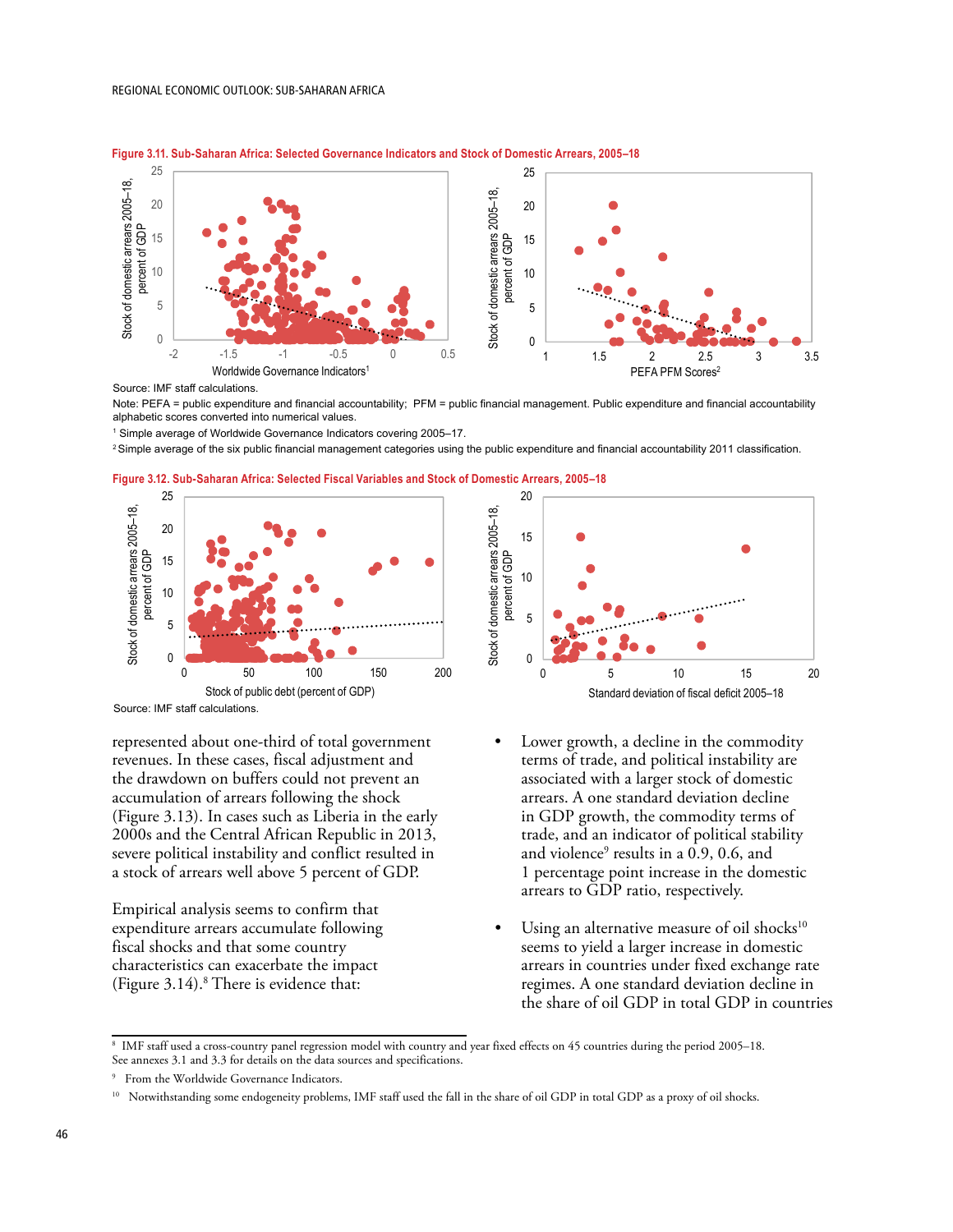**Figure 3.11. Sub-Saharan Africa: Selected Governance Indicators and Stock of Domestic Arrears, 2005–18**

Source: IMF staff calculations.

Note: PEFA = public expenditure and financial accountability; PFM = public financial management. Public expenditure and financial accountability alphabetic scores converted into numerical values.

[1] Simple average of Worldwide Governance Indicators covering 2005–17.

[2] Simple average of the six public financial management categories using the public expenditure and financial accountability 2011 classification.

**Figure 3.12. Sub-Saharan Africa: Selected Fiscal Variables and Stock of Domestic Arrears, 2005–18**

Source: IMF staff calculations.

represented about one-third of total government revenues. In these cases, fiscal adjustment and the drawdown on buffers could not prevent an accumulation of arrears following the shock (Figure 3.13). In cases such as Liberia in the early 2000s and the Central African Republic in 2013, severe political instability and conflict resulted in a stock of arrears well above 5 percent of GDP.

Empirical analysis seems to confirm that expenditure arrears accumulate following fiscal shocks and that some country characteristics can exacerbate the impact (Figure 3.14).[8] There is evidence that:

- Lower growth, a decline in the commodity terms of trade, and political instability are associated with a larger stock of domestic arrears. A one standard deviation decline in GDP growth, the commodity terms of trade, and an indicator of political stability and violence[9] results in a 0.9, 0.6, and 1 percentage point increase in the domestic arrears to GDP ratio, respectively.

- Using an alternative measure of oil shocks[10] seems to yield a larger increase in domestic arrears in countries under fixed exchange rate regimes. A one standard deviation decline in the share of oil GDP in total GDP in countries

[8] IMF staff used a cross-country panel regression model with country and year fixed effects on 45 countries during the period 2005–18. See annexes 3.1 and 3.3 for details on the data sources and specifications.

[9] From the Worldwide Governance Indicators.

[10] Notwithstanding some endogeneity problems, IMF staff used the fall in the share of oil GDP in total GDP as a proxy of oil shocks.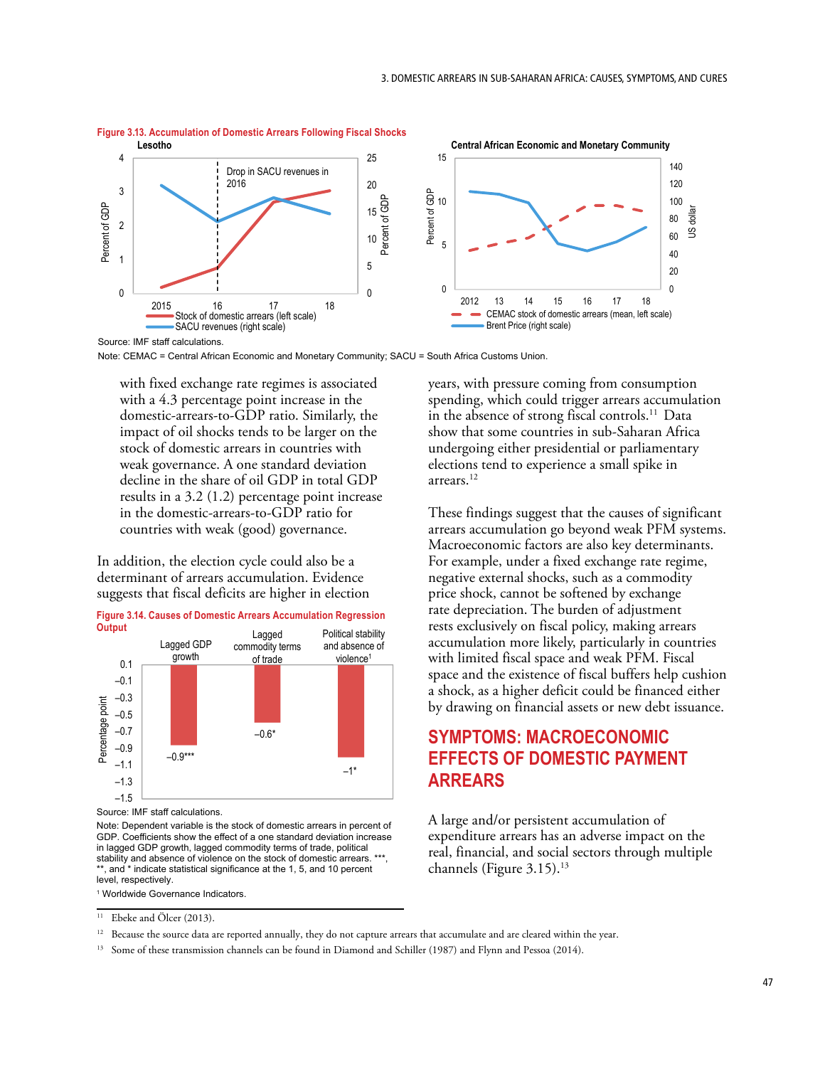**Figure 3.13. Accumulation of Domestic Arrears Following Fiscal Shocks**

Source: IMF staff calculations.

Note: CEMAC = Central African Economic and Monetary Community; SACU = South Africa Customs Union.

with fixed exchange rate regimes is associated with a 4.3 percentage point increase in the domestic-arrears-to-GDP ratio. Similarly, the impact of oil shocks tends to be larger on the stock of domestic arrears in countries with weak governance. A one standard deviation decline in the share of oil GDP in total GDP results in a 3.2 (1.2) percentage point increase in the domestic-arrears-to-GDP ratio for countries with weak (good) governance.

In addition, the election cycle could also be a determinant of arrears accumulation. Evidence suggests that fiscal deficits are higher in election years, with pressure coming from consumption spending, which could trigger arrears accumulation in the absence of strong fiscal controls.[11] Data show that some countries in sub-Saharan Africa undergoing either presidential or parliamentary elections tend to experience a small spike in arrears.[12]

**Figure 3.14. Causes of Domestic Arrears Accumulation Regression Output**

Source: IMF staff calculations.

Note: Dependent variable is the stock of domestic arrears in percent of GDP. Coefficients show the effect of a one standard deviation increase in lagged GDP growth, lagged commodity terms of trade, political stability and absence of violence on the stock of domestic arrears. ***, **, and * indicate statistical significance at the 1, 5, and 10 percent level, respectively.

[1] Worldwide Governance Indicators.

These findings suggest that the causes of significant arrears accumulation go beyond weak PFM systems. Macroeconomic factors are also key determinants. For example, under a fixed exchange rate regime, negative external shocks, such as a commodity price shock, cannot be softened by exchange rate depreciation. The burden of adjustment rests exclusively on fiscal policy, making arrears accumulation more likely, particularly in countries with limited fiscal space and weak PFM. Fiscal space and the existence of fiscal buffers help cushion a shock, as a higher deficit could be financed either by drawing on financial assets or new debt issuance.

## SYMPTOMS: MACROECONOMIC EFFECTS OF DOMESTIC PAYMENT ARREARS

A large and/or persistent accumulation of expenditure arrears has an adverse impact on the real, financial, and social sectors through multiple channels (Figure 3.15).[13]

---

[11] Ebeke and Ölcer (2013).

[12] Because the source data are reported annually, they do not capture arrears that accumulate and are cleared within the year.

[13] Some of these transmission channels can be found in Diamond and Schiller (1987) and Flynn and Pessoa (2014).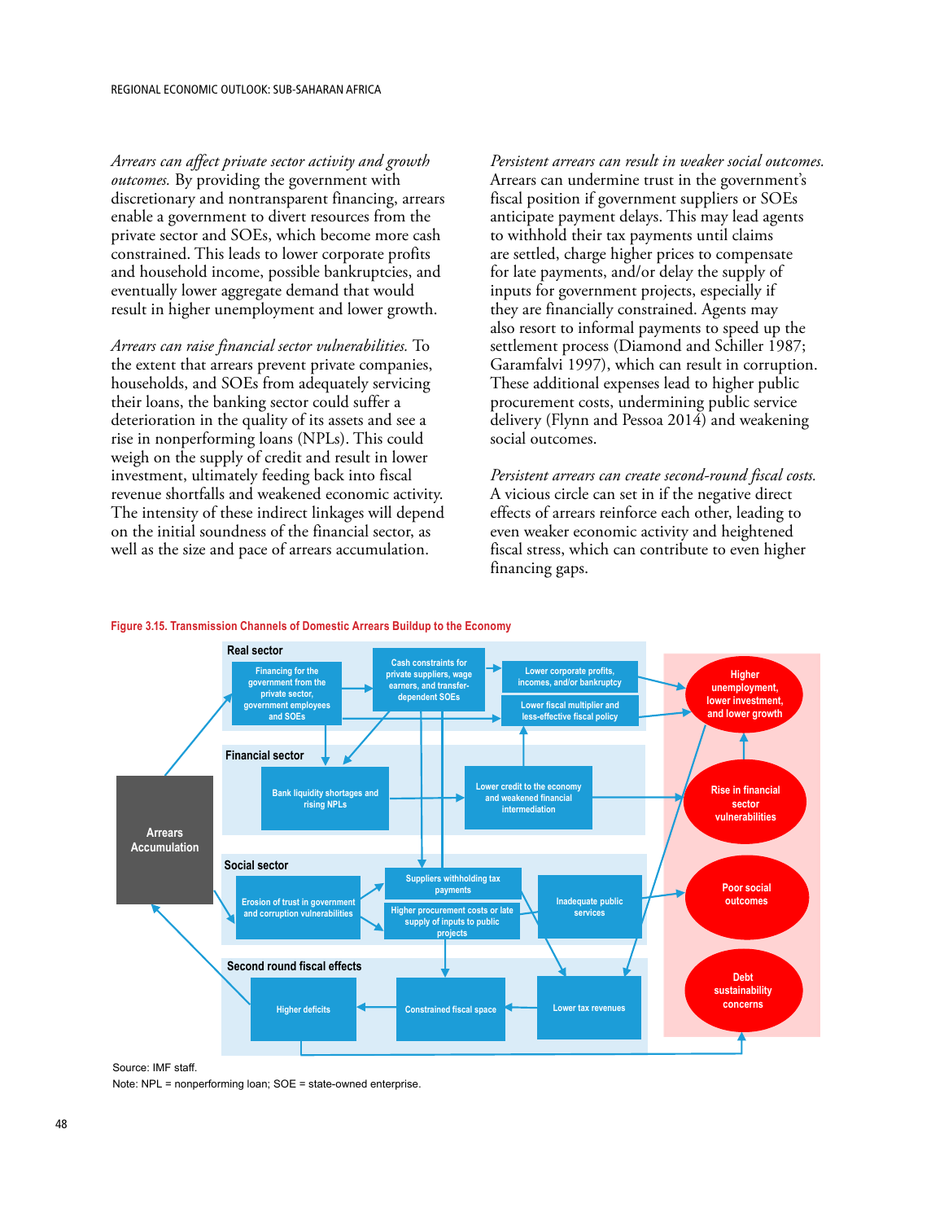*Arrears can affect private sector activity and growth outcomes.* By providing the government with discretionary and nontransparent financing, arrears enable a government to divert resources from the private sector and SOEs, which become more cash constrained. This leads to lower corporate profits and household income, possible bankruptcies, and eventually lower aggregate demand that would result in higher unemployment and lower growth.

*Arrears can raise financial sector vulnerabilities.* To the extent that arrears prevent private companies, households, and SOEs from adequately servicing their loans, the banking sector could suffer a deterioration in the quality of its assets and see a rise in nonperforming loans (NPLs). This could weigh on the supply of credit and result in lower investment, ultimately feeding back into fiscal revenue shortfalls and weakened economic activity. The intensity of these indirect linkages will depend on the initial soundness of the financial sector, as well as the size and pace of arrears accumulation.

*Persistent arrears can result in weaker social outcomes.* Arrears can undermine trust in the government's fiscal position if government suppliers or SOEs anticipate payment delays. This may lead agents to withhold their tax payments until claims are settled, charge higher prices to compensate for late payments, and/or delay the supply of inputs for government projects, especially if they are financially constrained. Agents may also resort to informal payments to speed up the settlement process (Diamond and Schiller 1987; Garamfalvi 1997), which can result in corruption. These additional expenses lead to higher public procurement costs, undermining public service delivery (Flynn and Pessoa 2014) and weakening social outcomes.

*Persistent arrears can create second-round fiscal costs.* A vicious circle can set in if the negative direct effects of arrears reinforce each other, leading to even weaker economic activity and heightened fiscal stress, which can contribute to even higher financing gaps.

**Figure 3.15. Transmission Channels of Domestic Arrears Buildup to the Economy**

Arrears Accumulation

**Real sector**
- Financing for the government from the private sector, government employees and SOEs
- Cash constraints for private suppliers, wage earners, and transfer-dependent SOEs
- Lower corporate profits, incomes, and/or bankruptcy
- Lower fiscal multiplier and less-effective fiscal policy

**Financial sector**
- Bank liquidity shortages and rising NPLs
- Lower credit to the economy and weakened financial intermediation

**Social sector**
- Erosion of trust in government and corruption vulnerabilities
- Suppliers withholding tax payments
- Higher procurement costs or late supply of inputs to public projects
- Inadequate public services

**Second round fiscal effects**
- Higher deficits
- Constrained fiscal space
- Lower tax revenues

Outcomes:
- Higher unemployment, lower investment, and lower growth
- Rise in financial sector vulnerabilities
- Poor social outcomes
- Debt sustainability concerns

Source: IMF staff.

Note: NPL = nonperforming loan; SOE = state-owned enterprise.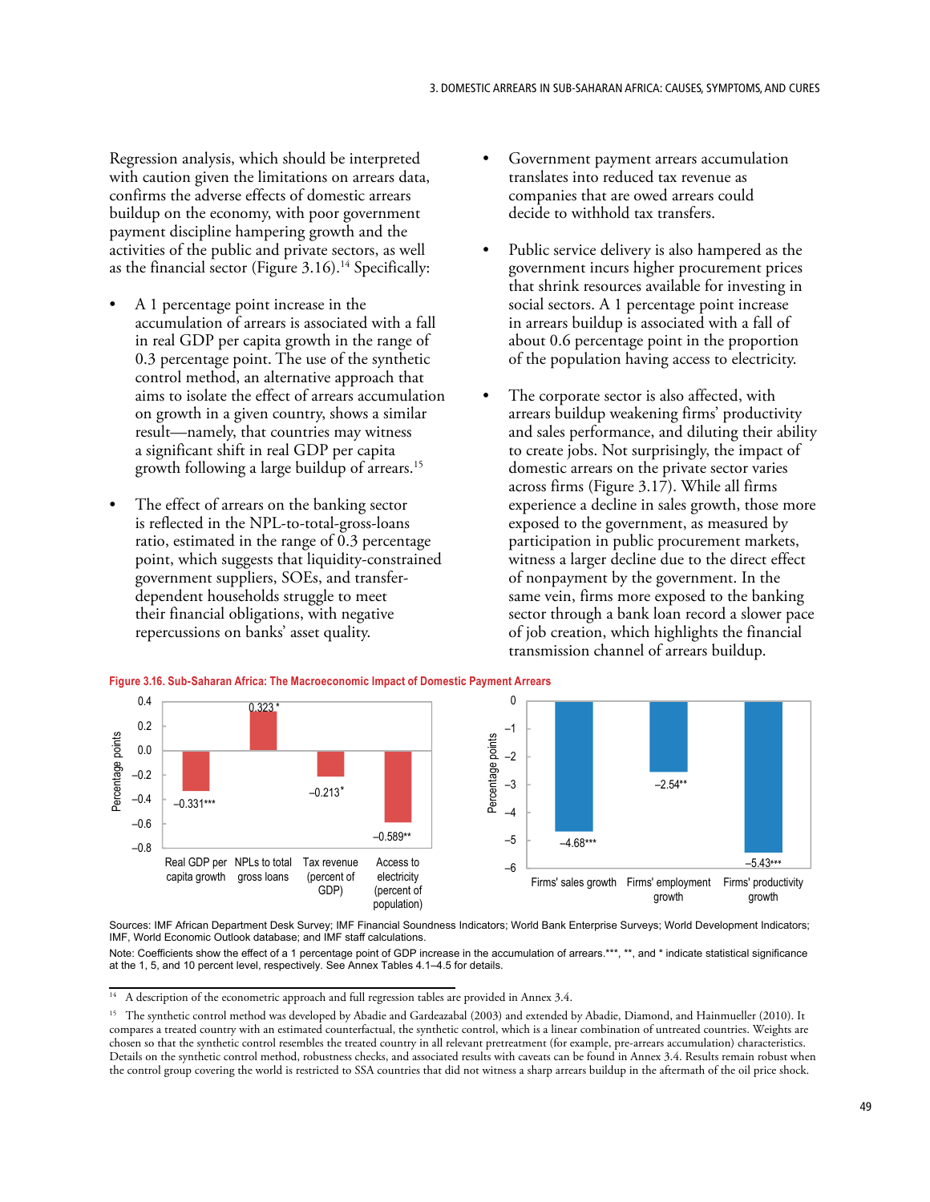Regression analysis, which should be interpreted with caution given the limitations on arrears data, confirms the adverse effects of domestic arrears buildup on the economy, with poor government payment discipline hampering growth and the activities of the public and private sectors, as well as the financial sector (Figure 3.16).[14] Specifically:

- A 1 percentage point increase in the accumulation of arrears is associated with a fall in real GDP per capita growth in the range of 0.3 percentage point. The use of the synthetic control method, an alternative approach that aims to isolate the effect of arrears accumulation on growth in a given country, shows a similar result—namely, that countries may witness a significant shift in real GDP per capita growth following a large buildup of arrears.[15]

- The effect of arrears on the banking sector is reflected in the NPL-to-total-gross-loans ratio, estimated in the range of 0.3 percentage point, which suggests that liquidity-constrained government suppliers, SOEs, and transfer-dependent households struggle to meet their financial obligations, with negative repercussions on banks' asset quality.

- Government payment arrears accumulation translates into reduced tax revenue as companies that are owed arrears could decide to withhold tax transfers.

- Public service delivery is also hampered as the government incurs higher procurement prices that shrink resources available for investing in social sectors. A 1 percentage point increase in arrears buildup is associated with a fall of about 0.6 percentage point in the proportion of the population having access to electricity.

- The corporate sector is also affected, with arrears buildup weakening firms' productivity and sales performance, and diluting their ability to create jobs. Not surprisingly, the impact of domestic arrears on the private sector varies across firms (Figure 3.17). While all firms experience a decline in sales growth, those more exposed to the government, as measured by participation in public procurement markets, witness a larger decline due to the direct effect of nonpayment by the government. In the same vein, firms more exposed to the banking sector through a bank loan record a slower pace of job creation, which highlights the financial transmission channel of arrears buildup.

**Figure 3.16. Sub-Saharan Africa: The Macroeconomic Impact of Domestic Payment Arrears**

| Variable | Coefficient (percentage points) |
|---|---|
| Real GDP per capita growth | –0.331*** |
| NPLs to total gross loans | 0.323* |
| Tax revenue (percent of GDP) | –0.213* |
| Access to electricity (percent of population) | –0.589** |
| Firms' sales growth | –4.68*** |
| Firms' employment growth | –2.54** |
| Firms' productivity growth | –5.43*** |

Sources: IMF African Department Desk Survey; IMF Financial Soundness Indicators; World Bank Enterprise Surveys; World Development Indicators; IMF, World Economic Outlook database; and IMF staff calculations.

Note: Coefficients show the effect of a 1 percentage point of GDP increase in the accumulation of arrears.***, **, and * indicate statistical significance at the 1, 5, and 10 percent level, respectively. See Annex Tables 4.1–4.5 for details.

[14] A description of the econometric approach and full regression tables are provided in Annex 3.4.

[15] The synthetic control method was developed by Abadie and Gardeazabal (2003) and extended by Abadie, Diamond, and Hainmueller (2010). It compares a treated country with an estimated counterfactual, the synthetic control, which is a linear combination of untreated countries. Weights are chosen so that the synthetic control resembles the treated country in all relevant pretreatment (for example, pre-arrears accumulation) characteristics. Details on the synthetic control method, robustness checks, and associated results with caveats can be found in Annex 3.4. Results remain robust when the control group covering the world is restricted to SSA countries that did not witness a sharp arrears buildup in the aftermath of the oil price shock.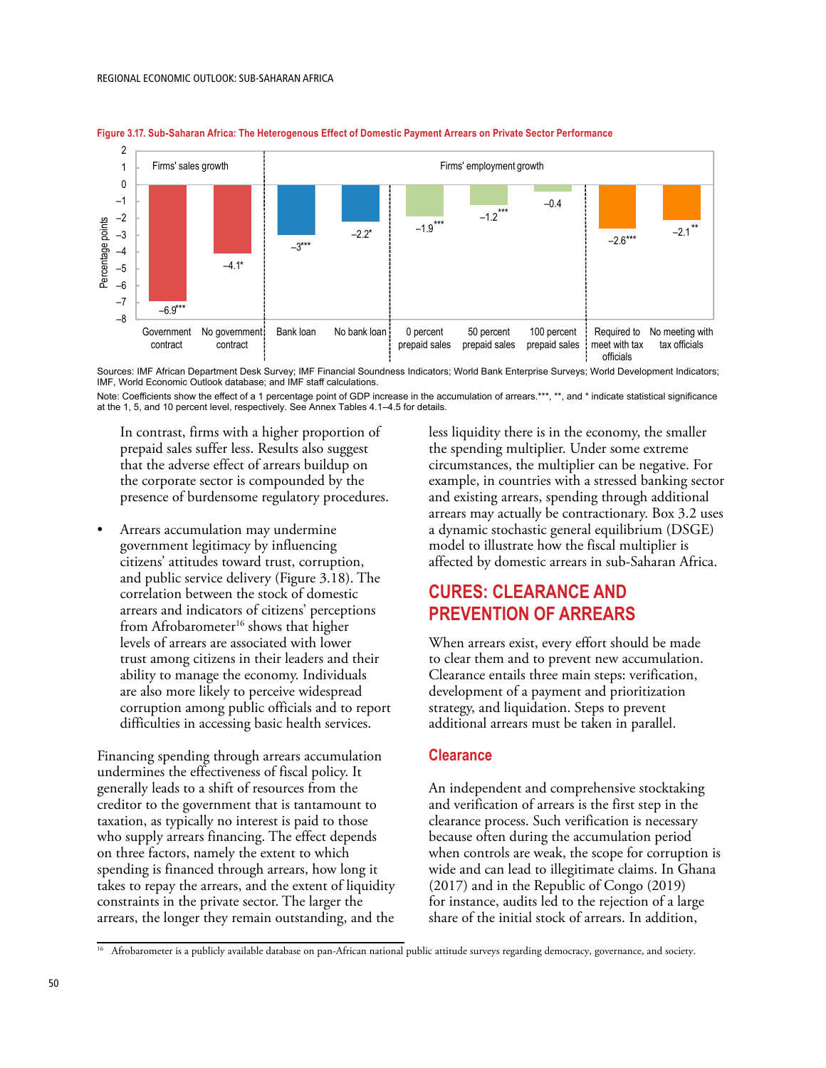**Figure 3.17. Sub-Saharan Africa: The Heterogenous Effect of Domestic Payment Arrears on Private Sector Performance**

| | Firms' sales growth | | Firms' employment growth | | | | | | |
|---|---|---|---|---|---|---|---|---|---|
| | Government contract | No government contract | Bank loan | No bank loan | 0 percent prepaid sales | 50 percent prepaid sales | 100 percent prepaid sales | Required to meet with tax officials | No meeting with tax officials |
| Percentage points | –6.9*** | –4.1* | –3*** | –2.2* | –1.9*** | –1.2*** | –0.4 | –2.6*** | –2.1** |

Sources: IMF African Department Desk Survey; IMF Financial Soundness Indicators; World Bank Enterprise Surveys; World Development Indicators; IMF, World Economic Outlook database; and IMF staff calculations.

Note: Coefficients show the effect of a 1 percentage point of GDP increase in the accumulation of arrears.***, **, and * indicate statistical significance at the 1, 5, and 10 percent level, respectively. See Annex Tables 4.1–4.5 for details.

In contrast, firms with a higher proportion of prepaid sales suffer less. Results also suggest that the adverse effect of arrears buildup on the corporate sector is compounded by the presence of burdensome regulatory procedures.

- Arrears accumulation may undermine government legitimacy by influencing citizens' attitudes toward trust, corruption, and public service delivery (Figure 3.18). The correlation between the stock of domestic arrears and indicators of citizens' perceptions from Afrobarometer[16] shows that higher levels of arrears are associated with lower trust among citizens in their leaders and their ability to manage the economy. Individuals are also more likely to perceive widespread corruption among public officials and to report difficulties in accessing basic health services.

Financing spending through arrears accumulation undermines the effectiveness of fiscal policy. It generally leads to a shift of resources from the creditor to the government that is tantamount to taxation, as typically no interest is paid to those who supply arrears financing. The effect depends on three factors, namely the extent to which spending is financed through arrears, how long it takes to repay the arrears, and the extent of liquidity constraints in the private sector. The larger the arrears, the longer they remain outstanding, and the less liquidity there is in the economy, the smaller the spending multiplier. Under some extreme circumstances, the multiplier can be negative. For example, in countries with a stressed banking sector and existing arrears, spending through additional arrears may actually be contractionary. Box 3.2 uses a dynamic stochastic general equilibrium (DSGE) model to illustrate how the fiscal multiplier is affected by domestic arrears in sub-Saharan Africa.

## CURES: CLEARANCE AND PREVENTION OF ARREARS

When arrears exist, every effort should be made to clear them and to prevent new accumulation. Clearance entails three main steps: verification, development of a payment and prioritization strategy, and liquidation. Steps to prevent additional arrears must be taken in parallel.

### Clearance

An independent and comprehensive stocktaking and verification of arrears is the first step in the clearance process. Such verification is necessary because often during the accumulation period when controls are weak, the scope for corruption is wide and can lead to illegitimate claims. In Ghana (2017) and in the Republic of Congo (2019) for instance, audits led to the rejection of a large share of the initial stock of arrears. In addition,

[16] Afrobarometer is a publicly available database on pan-African national public attitude surveys regarding democracy, governance, and society.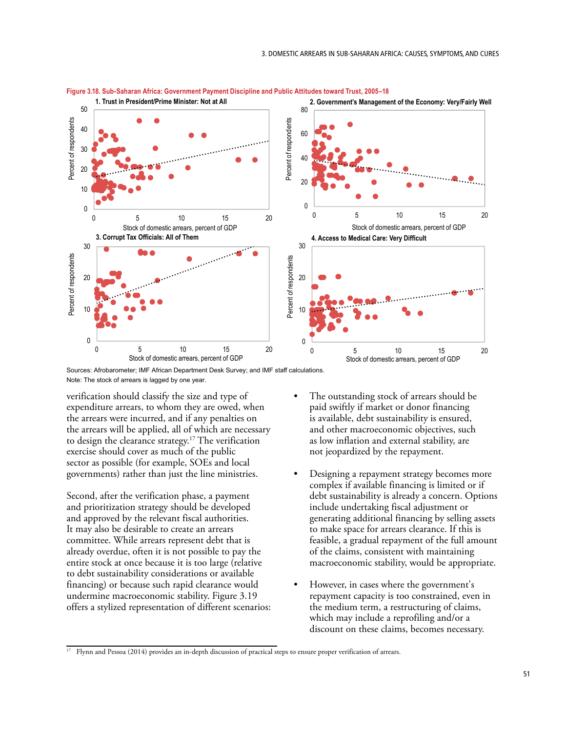**Figure 3.18. Sub-Saharan Africa: Government Payment Discipline and Public Attitudes toward Trust, 2005–18**

Sources: Afrobarometer; IMF African Department Desk Survey; and IMF staff calculations.
Note: The stock of arrears is lagged by one year.

verification should classify the size and type of expenditure arrears, to whom they are owed, when the arrears were incurred, and if any penalties on the arrears will be applied, all of which are necessary to design the clearance strategy.[17] The verification exercise should cover as much of the public sector as possible (for example, SOEs and local governments) rather than just the line ministries.

Second, after the verification phase, a payment and prioritization strategy should be developed and approved by the relevant fiscal authorities. It may also be desirable to create an arrears committee. While arrears represent debt that is already overdue, often it is not possible to pay the entire stock at once because it is too large (relative to debt sustainability considerations or available financing) or because such rapid clearance would undermine macroeconomic stability. Figure 3.19 offers a stylized representation of different scenarios:

- The outstanding stock of arrears should be paid swiftly if market or donor financing is available, debt sustainability is ensured, and other macroeconomic objectives, such as low inflation and external stability, are not jeopardized by the repayment.
- Designing a repayment strategy becomes more complex if available financing is limited or if debt sustainability is already a concern. Options include undertaking fiscal adjustment or generating additional financing by selling assets to make space for arrears clearance. If this is feasible, a gradual repayment of the full amount of the claims, consistent with maintaining macroeconomic stability, would be appropriate.
- However, in cases where the government's repayment capacity is too constrained, even in the medium term, a restructuring of claims, which may include a reprofiling and/or a discount on these claims, becomes necessary.

[17] Flynn and Pessoa (2014) provides an in-depth discussion of practical steps to ensure proper verification of arrears.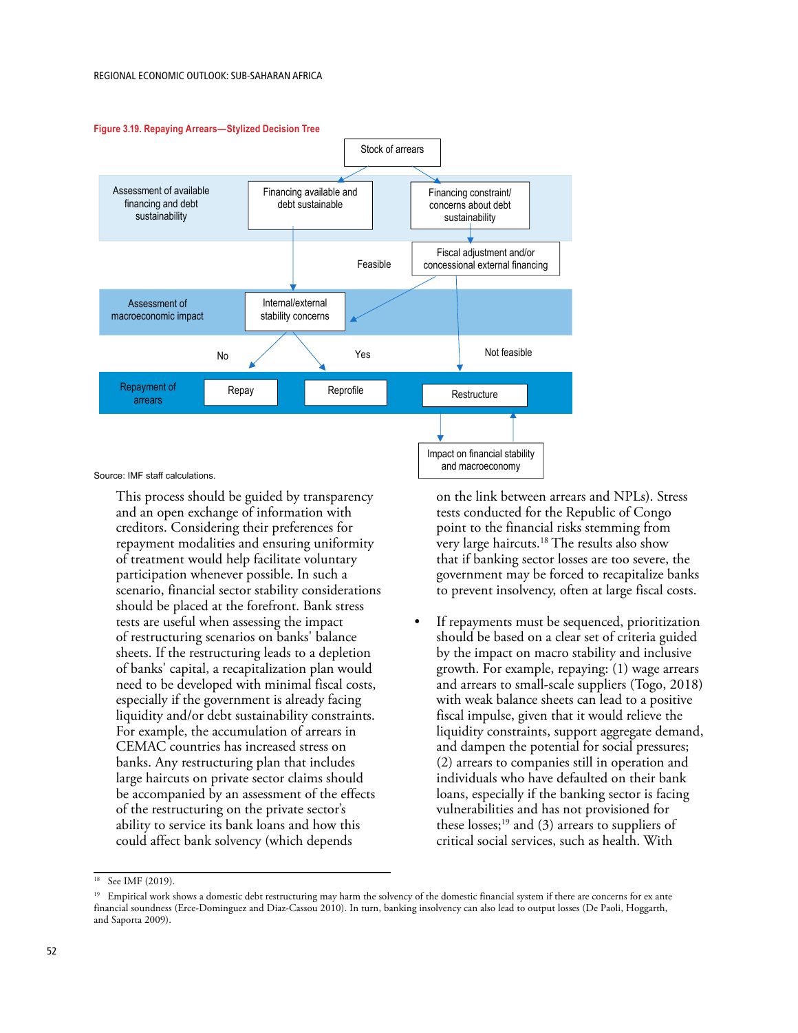**Figure 3.19. Repaying Arrears—Stylized Decision Tree**

Stock of arrears

Assessment of available financing and debt sustainability: Financing available and debt sustainable | Financing constraint/ concerns about debt sustainability

Fiscal adjustment and/or concessional external financing (Feasible / Not feasible)

Assessment of macroeconomic impact: Internal/external stability concerns (No / Yes)

Repayment of arrears: Repay | Reprofile | Restructure

Impact on financial stability and macroeconomy

Source: IMF staff calculations.

This process should be guided by transparency and an open exchange of information with creditors. Considering their preferences for repayment modalities and ensuring uniformity of treatment would help facilitate voluntary participation whenever possible. In such a scenario, financial sector stability considerations should be placed at the forefront. Bank stress tests are useful when assessing the impact of restructuring scenarios on banks' balance sheets. If the restructuring leads to a depletion of banks' capital, a recapitalization plan would need to be developed with minimal fiscal costs, especially if the government is already facing liquidity and/or debt sustainability constraints. For example, the accumulation of arrears in CEMAC countries has increased stress on banks. Any restructuring plan that includes large haircuts on private sector claims should be accompanied by an assessment of the effects of the restructuring on the private sector's ability to service its bank loans and how this could affect bank solvency (which depends on the link between arrears and NPLs). Stress tests conducted for the Republic of Congo point to the financial risks stemming from very large haircuts.[18] The results also show that if banking sector losses are too severe, the government may be forced to recapitalize banks to prevent insolvency, often at large fiscal costs.

- If repayments must be sequenced, prioritization should be based on a clear set of criteria guided by the impact on macro stability and inclusive growth. For example, repaying: (1) wage arrears and arrears to small-scale suppliers (Togo, 2018) with weak balance sheets can lead to a positive fiscal impulse, given that it would relieve the liquidity constraints, support aggregate demand, and dampen the potential for social pressures; (2) arrears to companies still in operation and individuals who have defaulted on their bank loans, especially if the banking sector is facing vulnerabilities and has not provisioned for these losses;[19] and (3) arrears to suppliers of critical social services, such as health. With

[18] See IMF (2019).

[19] Empirical work shows a domestic debt restructuring may harm the solvency of the domestic financial system if there are concerns for ex ante financial soundness (Erce-Dominguez and Diaz-Cassou 2010). In turn, banking insolvency can also lead to output losses (De Paoli, Hoggarth, and Saporta 2009).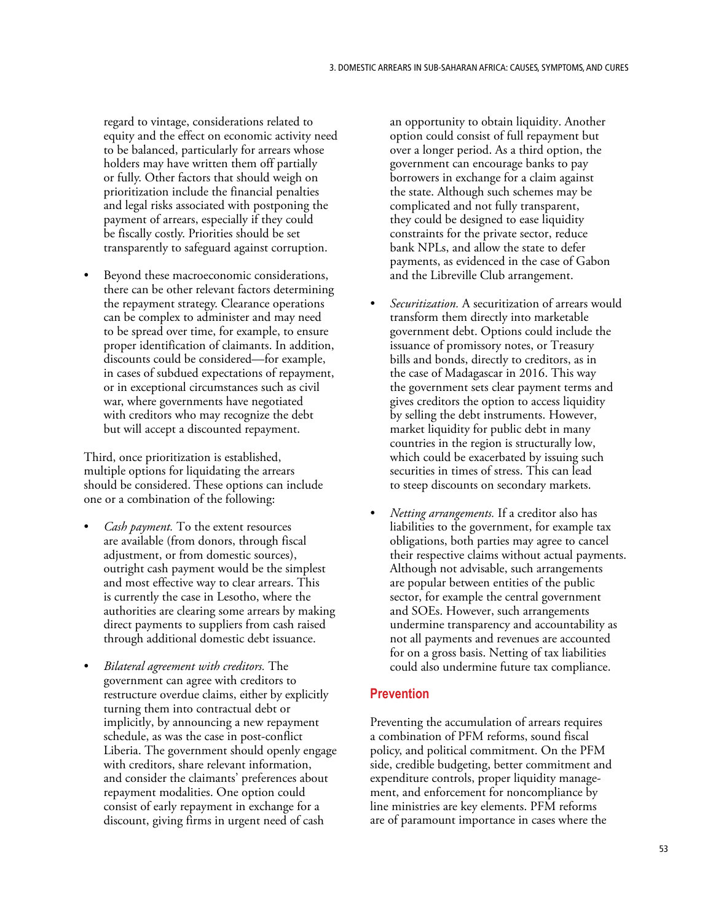regard to vintage, considerations related to equity and the effect on economic activity need to be balanced, particularly for arrears whose holders may have written them off partially or fully. Other factors that should weigh on prioritization include the financial penalties and legal risks associated with postponing the payment of arrears, especially if they could be fiscally costly. Priorities should be set transparently to safeguard against corruption.

- Beyond these macroeconomic considerations, there can be other relevant factors determining the repayment strategy. Clearance operations can be complex to administer and may need to be spread over time, for example, to ensure proper identification of claimants. In addition, discounts could be considered—for example, in cases of subdued expectations of repayment, or in exceptional circumstances such as civil war, where governments have negotiated with creditors who may recognize the debt but will accept a discounted repayment.

Third, once prioritization is established, multiple options for liquidating the arrears should be considered. These options can include one or a combination of the following:

- *Cash payment.* To the extent resources are available (from donors, through fiscal adjustment, or from domestic sources), outright cash payment would be the simplest and most effective way to clear arrears. This is currently the case in Lesotho, where the authorities are clearing some arrears by making direct payments to suppliers from cash raised through additional domestic debt issuance.
- *Bilateral agreement with creditors.* The government can agree with creditors to restructure overdue claims, either by explicitly turning them into contractual debt or implicitly, by announcing a new repayment schedule, as was the case in post-conflict Liberia. The government should openly engage with creditors, share relevant information, and consider the claimants' preferences about repayment modalities. One option could consist of early repayment in exchange for a discount, giving firms in urgent need of cash an opportunity to obtain liquidity. Another option could consist of full repayment but over a longer period. As a third option, the government can encourage banks to pay borrowers in exchange for a claim against the state. Although such schemes may be complicated and not fully transparent, they could be designed to ease liquidity constraints for the private sector, reduce bank NPLs, and allow the state to defer payments, as evidenced in the case of Gabon and the Libreville Club arrangement.
- *Securitization.* A securitization of arrears would transform them directly into marketable government debt. Options could include the issuance of promissory notes, or Treasury bills and bonds, directly to creditors, as in the case of Madagascar in 2016. This way the government sets clear payment terms and gives creditors the option to access liquidity by selling the debt instruments. However, market liquidity for public debt in many countries in the region is structurally low, which could be exacerbated by issuing such securities in times of stress. This can lead to steep discounts on secondary markets.
- *Netting arrangements.* If a creditor also has liabilities to the government, for example tax obligations, both parties may agree to cancel their respective claims without actual payments. Although not advisable, such arrangements are popular between entities of the public sector, for example the central government and SOEs. However, such arrangements undermine transparency and accountability as not all payments and revenues are accounted for on a gross basis. Netting of tax liabilities could also undermine future tax compliance.

## Prevention

Preventing the accumulation of arrears requires a combination of PFM reforms, sound fiscal policy, and political commitment. On the PFM side, credible budgeting, better commitment and expenditure controls, proper liquidity management, and enforcement for noncompliance by line ministries are key elements. PFM reforms are of paramount importance in cases where the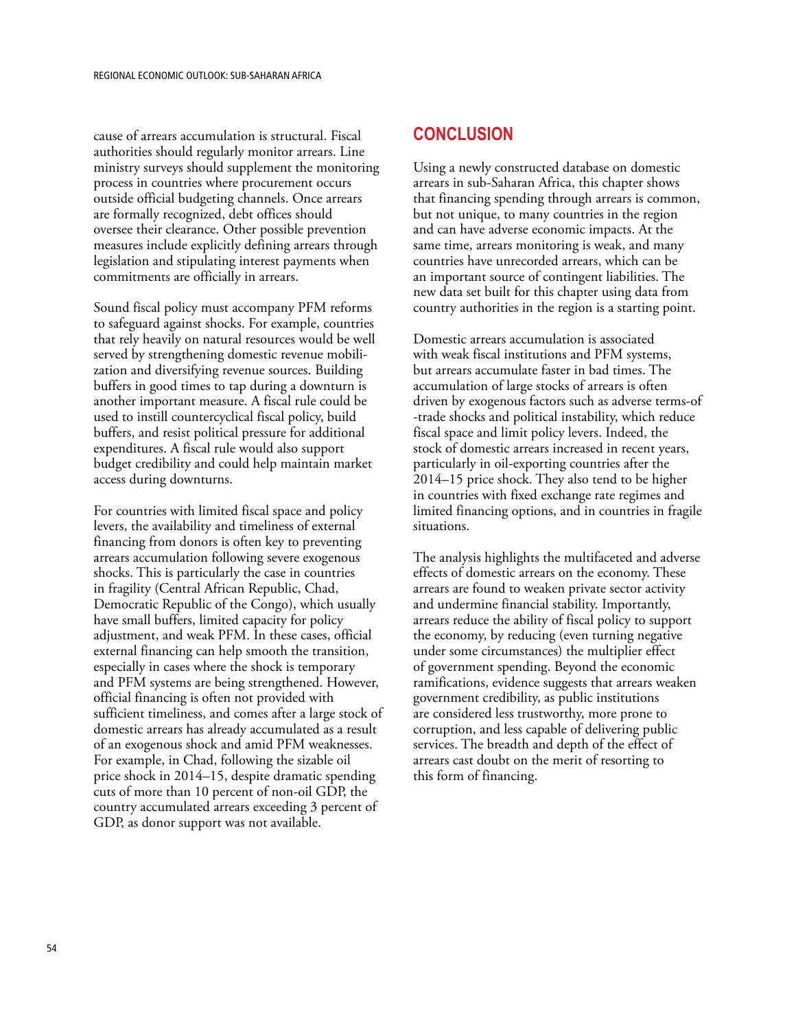cause of arrears accumulation is structural. Fiscal authorities should regularly monitor arrears. Line ministry surveys should supplement the monitoring process in countries where procurement occurs outside official budgeting channels. Once arrears are formally recognized, debt offices should oversee their clearance. Other possible prevention measures include explicitly defining arrears through legislation and stipulating interest payments when commitments are officially in arrears.

Sound fiscal policy must accompany PFM reforms to safeguard against shocks. For example, countries that rely heavily on natural resources would be well served by strengthening domestic revenue mobilization and diversifying revenue sources. Building buffers in good times to tap during a downturn is another important measure. A fiscal rule could be used to instill countercyclical fiscal policy, build buffers, and resist political pressure for additional expenditures. A fiscal rule would also support budget credibility and could help maintain market access during downturns.

For countries with limited fiscal space and policy levers, the availability and timeliness of external financing from donors is often key to preventing arrears accumulation following severe exogenous shocks. This is particularly the case in countries in fragility (Central African Republic, Chad, Democratic Republic of the Congo), which usually have small buffers, limited capacity for policy adjustment, and weak PFM. In these cases, official external financing can help smooth the transition, especially in cases where the shock is temporary and PFM systems are being strengthened. However, official financing is often not provided with sufficient timeliness, and comes after a large stock of domestic arrears has already accumulated as a result of an exogenous shock and amid PFM weaknesses. For example, in Chad, following the sizable oil price shock in 2014–15, despite dramatic spending cuts of more than 10 percent of non-oil GDP, the country accumulated arrears exceeding 3 percent of GDP, as donor support was not available.

## CONCLUSION

Using a newly constructed database on domestic arrears in sub-Saharan Africa, this chapter shows that financing spending through arrears is common, but not unique, to many countries in the region and can have adverse economic impacts. At the same time, arrears monitoring is weak, and many countries have unrecorded arrears, which can be an important source of contingent liabilities. The new data set built for this chapter using data from country authorities in the region is a starting point.

Domestic arrears accumulation is associated with weak fiscal institutions and PFM systems, but arrears accumulate faster in bad times. The accumulation of large stocks of arrears is often driven by exogenous factors such as adverse terms-of-trade shocks and political instability, which reduce fiscal space and limit policy levers. Indeed, the stock of domestic arrears increased in recent years, particularly in oil-exporting countries after the 2014–15 price shock. They also tend to be higher in countries with fixed exchange rate regimes and limited financing options, and in countries in fragile situations.

The analysis highlights the multifaceted and adverse effects of domestic arrears on the economy. These arrears are found to weaken private sector activity and undermine financial stability. Importantly, arrears reduce the ability of fiscal policy to support the economy, by reducing (even turning negative under some circumstances) the multiplier effect of government spending. Beyond the economic ramifications, evidence suggests that arrears weaken government credibility, as public institutions are considered less trustworthy, more prone to corruption, and less capable of delivering public services. The breadth and depth of the effect of arrears cast doubt on the merit of resorting to this form of financing.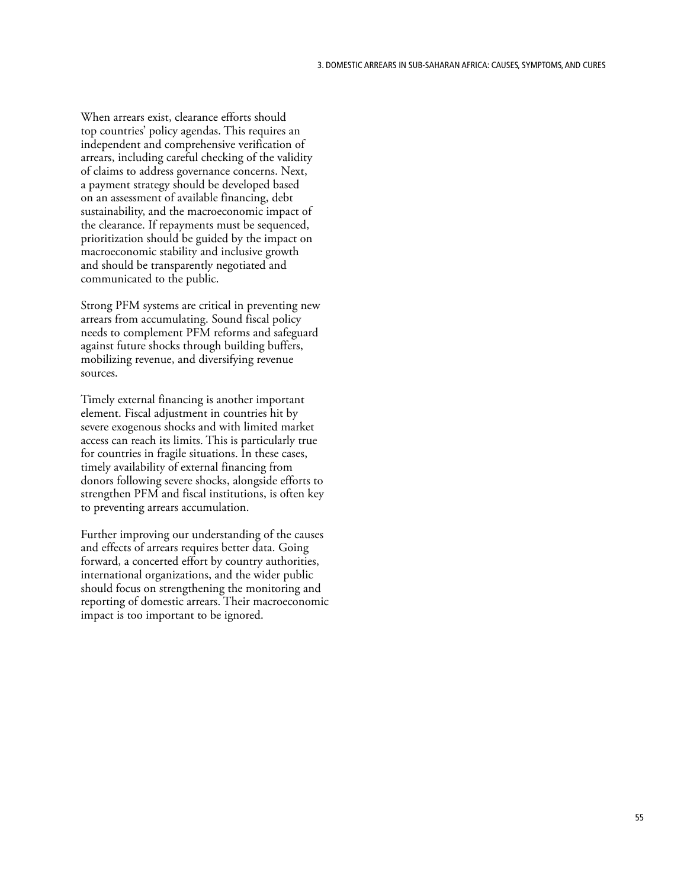When arrears exist, clearance efforts should top countries' policy agendas. This requires an independent and comprehensive verification of arrears, including careful checking of the validity of claims to address governance concerns. Next, a payment strategy should be developed based on an assessment of available financing, debt sustainability, and the macroeconomic impact of the clearance. If repayments must be sequenced, prioritization should be guided by the impact on macroeconomic stability and inclusive growth and should be transparently negotiated and communicated to the public.

Strong PFM systems are critical in preventing new arrears from accumulating. Sound fiscal policy needs to complement PFM reforms and safeguard against future shocks through building buffers, mobilizing revenue, and diversifying revenue sources.

Timely external financing is another important element. Fiscal adjustment in countries hit by severe exogenous shocks and with limited market access can reach its limits. This is particularly true for countries in fragile situations. In these cases, timely availability of external financing from donors following severe shocks, alongside efforts to strengthen PFM and fiscal institutions, is often key to preventing arrears accumulation.

Further improving our understanding of the causes and effects of arrears requires better data. Going forward, a concerted effort by country authorities, international organizations, and the wider public should focus on strengthening the monitoring and reporting of domestic arrears. Their macroeconomic impact is too important to be ignored.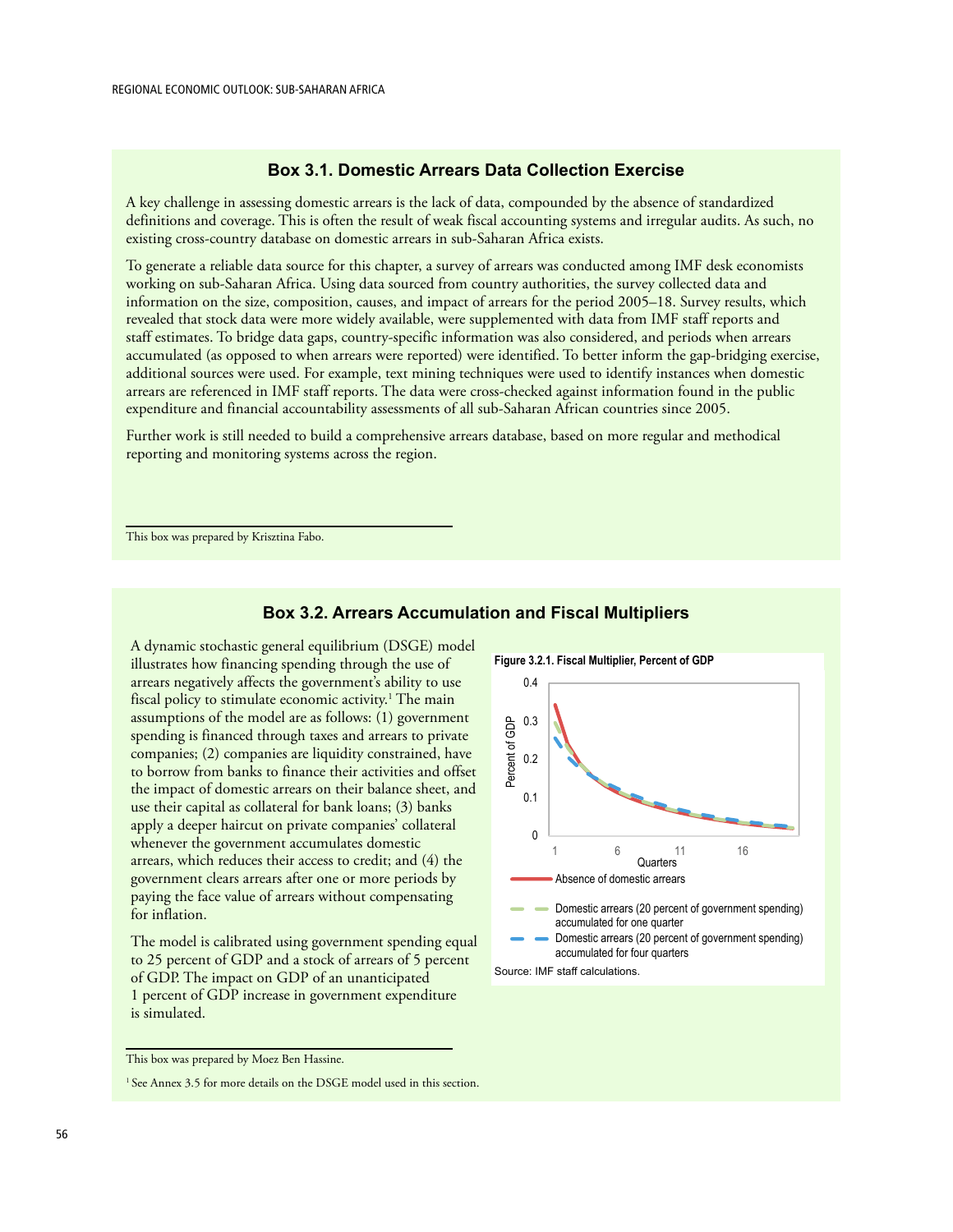## Box 3.1. Domestic Arrears Data Collection Exercise

A key challenge in assessing domestic arrears is the lack of data, compounded by the absence of standardized definitions and coverage. This is often the result of weak fiscal accounting systems and irregular audits. As such, no existing cross-country database on domestic arrears in sub-Saharan Africa exists.

To generate a reliable data source for this chapter, a survey of arrears was conducted among IMF desk economists working on sub-Saharan Africa. Using data sourced from country authorities, the survey collected data and information on the size, composition, causes, and impact of arrears for the period 2005–18. Survey results, which revealed that stock data were more widely available, were supplemented with data from IMF staff reports and staff estimates. To bridge data gaps, country-specific information was also considered, and periods when arrears accumulated (as opposed to when arrears were reported) were identified. To better inform the gap-bridging exercise, additional sources were used. For example, text mining techniques were used to identify instances when domestic arrears are referenced in IMF staff reports. The data were cross-checked against information found in the public expenditure and financial accountability assessments of all sub-Saharan African countries since 2005.

Further work is still needed to build a comprehensive arrears database, based on more regular and methodical reporting and monitoring systems across the region.

This box was prepared by Krisztina Fabo.

## Box 3.2. Arrears Accumulation and Fiscal Multipliers

A dynamic stochastic general equilibrium (DSGE) model illustrates how financing spending through the use of arrears negatively affects the government's ability to use fiscal policy to stimulate economic activity.[1] The main assumptions of the model are as follows: (1) government spending is financed through taxes and arrears to private companies; (2) companies are liquidity constrained, have to borrow from banks to finance their activities and offset the impact of domestic arrears on their balance sheet, and use their capital as collateral for bank loans; (3) banks apply a deeper haircut on private companies' collateral whenever the government accumulates domestic arrears, which reduces their access to credit; and (4) the government clears arrears after one or more periods by paying the face value of arrears without compensating for inflation.

The model is calibrated using government spending equal to 25 percent of GDP and a stock of arrears of 5 percent of GDP. The impact on GDP of an unanticipated 1 percent of GDP increase in government expenditure is simulated.

**Figure 3.2.1. Fiscal Multiplier, Percent of GDP**

Legend: Absence of domestic arrears; Domestic arrears (20 percent of government spending) accumulated for one quarter; Domestic arrears (20 percent of government spending) accumulated for four quarters

Source: IMF staff calculations.

This box was prepared by Moez Ben Hassine.

[1] See Annex 3.5 for more details on the DSGE model used in this section.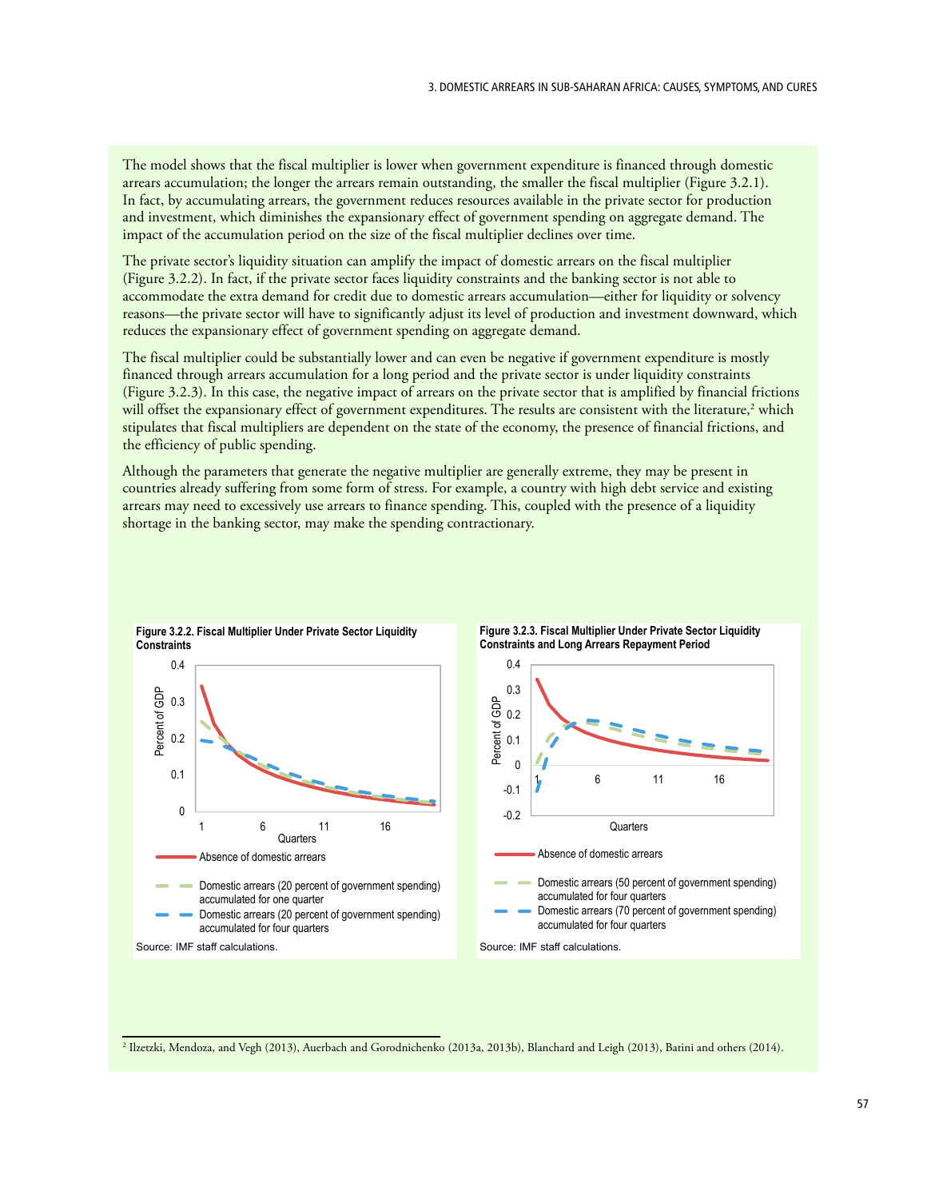The model shows that the fiscal multiplier is lower when government expenditure is financed through domestic arrears accumulation; the longer the arrears remain outstanding, the smaller the fiscal multiplier (Figure 3.2.1). In fact, by accumulating arrears, the government reduces resources available in the private sector for production and investment, which diminishes the expansionary effect of government spending on aggregate demand. The impact of the accumulation period on the size of the fiscal multiplier declines over time.

The private sector's liquidity situation can amplify the impact of domestic arrears on the fiscal multiplier (Figure 3.2.2). In fact, if the private sector faces liquidity constraints and the banking sector is not able to accommodate the extra demand for credit due to domestic arrears accumulation—either for liquidity or solvency reasons—the private sector will have to significantly adjust its level of production and investment downward, which reduces the expansionary effect of government spending on aggregate demand.

The fiscal multiplier could be substantially lower and can even be negative if government expenditure is mostly financed through arrears accumulation for a long period and the private sector is under liquidity constraints (Figure 3.2.3). In this case, the negative impact of arrears on the private sector that is amplified by financial frictions will offset the expansionary effect of government expenditures. The results are consistent with the literature,[2] which stipulates that fiscal multipliers are dependent on the state of the economy, the presence of financial frictions, and the efficiency of public spending.

Although the parameters that generate the negative multiplier are generally extreme, they may be present in countries already suffering from some form of stress. For example, a country with high debt service and existing arrears may need to excessively use arrears to finance spending. This, coupled with the presence of a liquidity shortage in the banking sector, may make the spending contractionary.

**Figure 3.2.2. Fiscal Multiplier Under Private Sector Liquidity Constraints**

Legend: Absence of domestic arrears; Domestic arrears (20 percent of government spending) accumulated for one quarter; Domestic arrears (20 percent of government spending) accumulated for four quarters

Source: IMF staff calculations.

**Figure 3.2.3. Fiscal Multiplier Under Private Sector Liquidity Constraints and Long Arrears Repayment Period**

Legend: Absence of domestic arrears; Domestic arrears (50 percent of government spending) accumulated for four quarters; Domestic arrears (70 percent of government spending) accumulated for four quarters

Source: IMF staff calculations.

[2] Ilzetzki, Mendoza, and Vegh (2013), Auerbach and Gorodnichenko (2013a, 2013b), Blanchard and Leigh (2013), Batini and others (2014).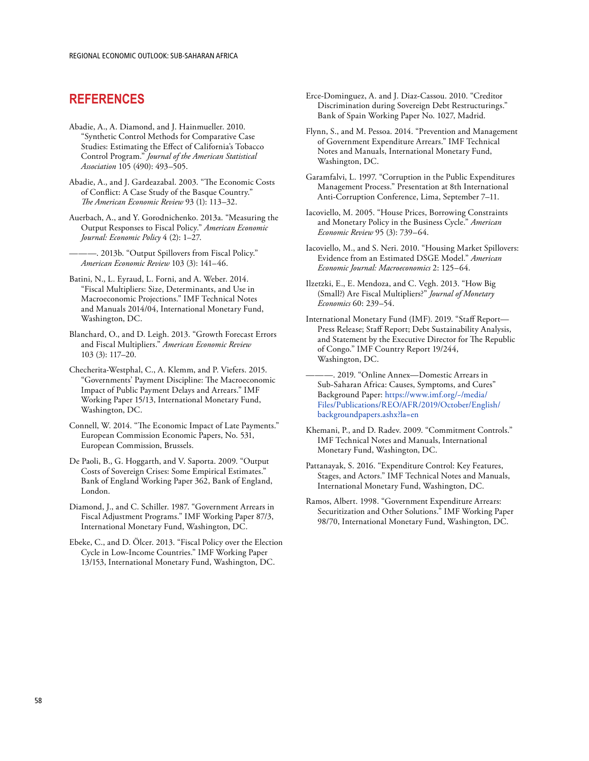## REFERENCES

Abadie, A., A. Diamond, and J. Hainmueller. 2010. "Synthetic Control Methods for Comparative Case Studies: Estimating the Effect of California's Tobacco Control Program." *Journal of the American Statistical Association* 105 (490): 493–505.

Abadie, A., and J. Gardeazabal. 2003. "The Economic Costs of Conflict: A Case Study of the Basque Country." *The American Economic Review* 93 (1): 113–32.

Auerbach, A., and Y. Gorodnichenko. 2013a. "Measuring the Output Responses to Fiscal Policy." *American Economic Journal: Economic Policy* 4 (2): 1–27.

———. 2013b. "Output Spillovers from Fiscal Policy." *American Economic Review* 103 (3): 141–46.

Batini, N., L. Eyraud, L. Forni, and A. Weber. 2014. "Fiscal Multipliers: Size, Determinants, and Use in Macroeconomic Projections." IMF Technical Notes and Manuals 2014/04, International Monetary Fund, Washington, DC.

Blanchard, O., and D. Leigh. 2013. "Growth Forecast Errors and Fiscal Multipliers." *American Economic Review* 103 (3): 117–20.

Checherita-Westphal, C., A. Klemm, and P. Viefers. 2015. "Governments' Payment Discipline: The Macroeconomic Impact of Public Payment Delays and Arrears." IMF Working Paper 15/13, International Monetary Fund, Washington, DC.

Connell, W. 2014. "The Economic Impact of Late Payments." European Commission Economic Papers, No. 531, European Commission, Brussels.

De Paoli, B., G. Hoggarth, and V. Saporta. 2009. "Output Costs of Sovereign Crises: Some Empirical Estimates." Bank of England Working Paper 362, Bank of England, London.

Diamond, J., and C. Schiller. 1987. "Government Arrears in Fiscal Adjustment Programs." IMF Working Paper 87/3, International Monetary Fund, Washington, DC.

Ebeke, C., and D. Ölcer. 2013. "Fiscal Policy over the Election Cycle in Low-Income Countries." IMF Working Paper 13/153, International Monetary Fund, Washington, DC.

Erce-Dominguez, A. and J. Diaz-Cassou. 2010. "Creditor Discrimination during Sovereign Debt Restructurings." Bank of Spain Working Paper No. 1027, Madrid.

Flynn, S., and M. Pessoa. 2014. "Prevention and Management of Government Expenditure Arrears." IMF Technical Notes and Manuals, International Monetary Fund, Washington, DC.

Garamfalvi, L. 1997. "Corruption in the Public Expenditures Management Process." Presentation at 8th International Anti-Corruption Conference, Lima, September 7–11.

Iacoviello, M. 2005. "House Prices, Borrowing Constraints and Monetary Policy in the Business Cycle." *American Economic Review* 95 (3): 739–64.

Iacoviello, M., and S. Neri. 2010. "Housing Market Spillovers: Evidence from an Estimated DSGE Model." *American Economic Journal: Macroeconomics* 2: 125–64.

Ilzetzki, E., E. Mendoza, and C. Vegh. 2013. "How Big (Small?) Are Fiscal Multipliers?" *Journal of Monetary Economics* 60: 239–54.

International Monetary Fund (IMF). 2019. "Staff Report—Press Release; Staff Report; Debt Sustainability Analysis, and Statement by the Executive Director for The Republic of Congo." IMF Country Report 19/244, Washington, DC.

———. 2019. "Online Annex—Domestic Arrears in Sub-Saharan Africa: Causes, Symptoms, and Cures" Background Paper: https://www.imf.org/-/media/Files/Publications/REO/AFR/2019/October/English/backgroundpapers.ashx?la=en

Khemani, P., and D. Radev. 2009. "Commitment Controls." IMF Technical Notes and Manuals, International Monetary Fund, Washington, DC.

Pattanayak, S. 2016. "Expenditure Control: Key Features, Stages, and Actors." IMF Technical Notes and Manuals, International Monetary Fund, Washington, DC.

Ramos, Albert. 1998. "Government Expenditure Arrears: Securitization and Other Solutions." IMF Working Paper 98/70, International Monetary Fund, Washington, DC.